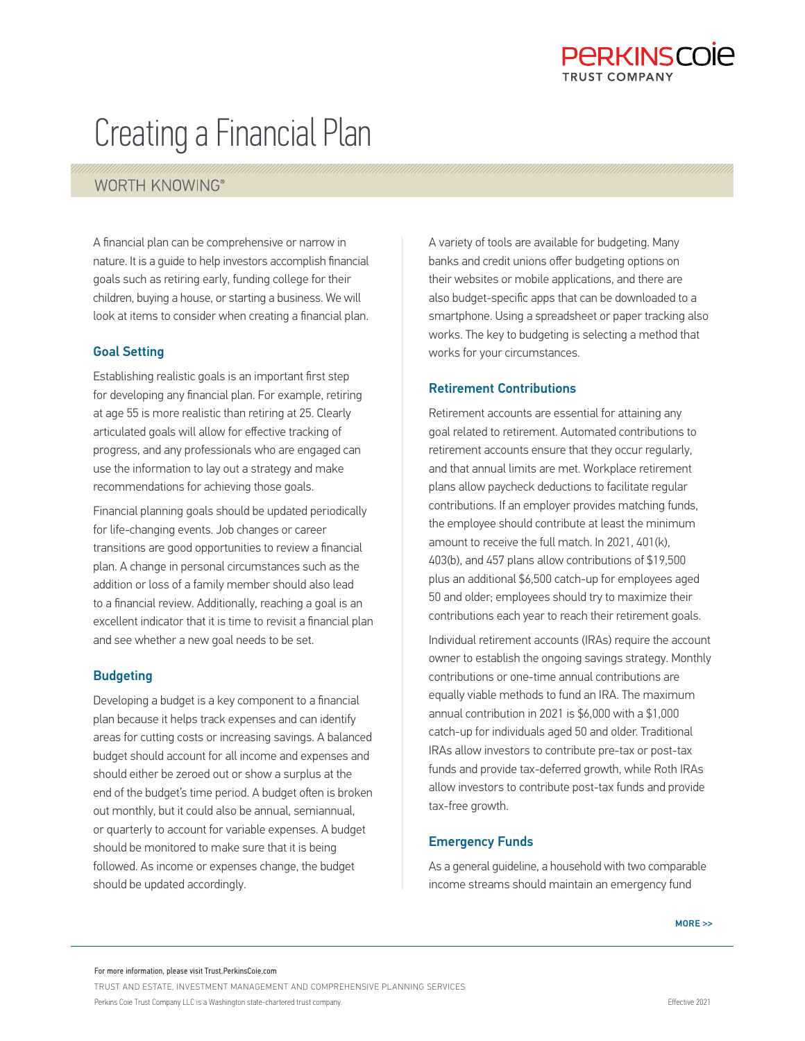# Creating a Financial Plan

WORTH KNOWING®

A financial plan can be comprehensive or narrow in nature. It is a guide to help investors accomplish financial goals such as retiring early, funding college for their children, buying a house, or starting a business. We will look at items to consider when creating a financial plan.

## Goal Setting

Establishing realistic goals is an important first step for developing any financial plan. For example, retiring at age 55 is more realistic than retiring at 25. Clearly articulated goals will allow for effective tracking of progress, and any professionals who are engaged can use the information to lay out a strategy and make recommendations for achieving those goals.

Financial planning goals should be updated periodically for life-changing events. Job changes or career transitions are good opportunities to review a financial plan. A change in personal circumstances such as the addition or loss of a family member should also lead to a financial review. Additionally, reaching a goal is an excellent indicator that it is time to revisit a financial plan and see whether a new goal needs to be set.

## Budgeting

Developing a budget is a key component to a financial plan because it helps track expenses and can identify areas for cutting costs or increasing savings. A balanced budget should account for all income and expenses and should either be zeroed out or show a surplus at the end of the budget's time period. A budget often is broken out monthly, but it could also be annual, semiannual, or quarterly to account for variable expenses. A budget should be monitored to make sure that it is being followed. As income or expenses change, the budget should be updated accordingly.

A variety of tools are available for budgeting. Many banks and credit unions offer budgeting options on their websites or mobile applications, and there are also budget-specific apps that can be downloaded to a smartphone. Using a spreadsheet or paper tracking also works. The key to budgeting is selecting a method that works for your circumstances.

## Retirement Contributions

Retirement accounts are essential for attaining any goal related to retirement. Automated contributions to retirement accounts ensure that they occur regularly, and that annual limits are met. Workplace retirement plans allow paycheck deductions to facilitate regular contributions. If an employer provides matching funds, the employee should contribute at least the minimum amount to receive the full match. In 2021, 401(k), 403(b), and 457 plans allow contributions of $19,500 plus an additional $6,500 catch-up for employees aged 50 and older; employees should try to maximize their contributions each year to reach their retirement goals.

Individual retirement accounts (IRAs) require the account owner to establish the ongoing savings strategy. Monthly contributions or one-time annual contributions are equally viable methods to fund an IRA. The maximum annual contribution in 2021 is $6,000 with a $1,000 catch-up for individuals aged 50 and older. Traditional IRAs allow investors to contribute pre-tax or post-tax funds and provide tax-deferred growth, while Roth IRAs allow investors to contribute post-tax funds and provide tax-free growth.

## Emergency Funds

As a general guideline, a household with two comparable income streams should maintain an emergency fund

MORE >>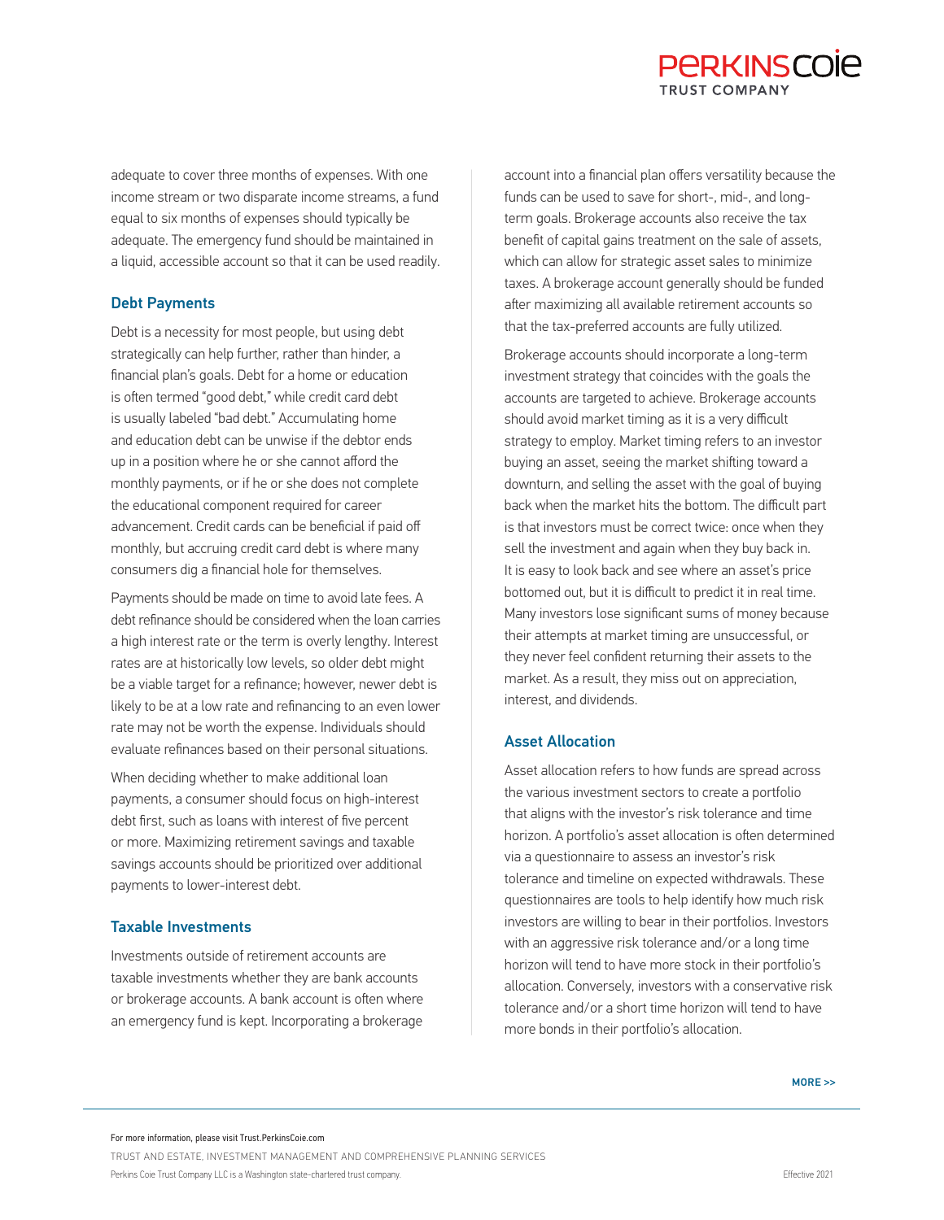adequate to cover three months of expenses. With one income stream or two disparate income streams, a fund equal to six months of expenses should typically be adequate. The emergency fund should be maintained in a liquid, accessible account so that it can be used readily.

### Debt Payments

Debt is a necessity for most people, but using debt strategically can help further, rather than hinder, a financial plan's goals. Debt for a home or education is often termed "good debt," while credit card debt is usually labeled "bad debt." Accumulating home and education debt can be unwise if the debtor ends up in a position where he or she cannot afford the monthly payments, or if he or she does not complete the educational component required for career advancement. Credit cards can be beneficial if paid off monthly, but accruing credit card debt is where many consumers dig a financial hole for themselves.

Payments should be made on time to avoid late fees. A debt refinance should be considered when the loan carries a high interest rate or the term is overly lengthy. Interest rates are at historically low levels, so older debt might be a viable target for a refinance; however, newer debt is likely to be at a low rate and refinancing to an even lower rate may not be worth the expense. Individuals should evaluate refinances based on their personal situations.

When deciding whether to make additional loan payments, a consumer should focus on high-interest debt first, such as loans with interest of five percent or more. Maximizing retirement savings and taxable savings accounts should be prioritized over additional payments to lower-interest debt.

### Taxable Investments

Investments outside of retirement accounts are taxable investments whether they are bank accounts or brokerage accounts. A bank account is often where an emergency fund is kept. Incorporating a brokerage account into a financial plan offers versatility because the funds can be used to save for short-, mid-, and long-term goals. Brokerage accounts also receive the tax benefit of capital gains treatment on the sale of assets, which can allow for strategic asset sales to minimize taxes. A brokerage account generally should be funded after maximizing all available retirement accounts so that the tax-preferred accounts are fully utilized.

Brokerage accounts should incorporate a long-term investment strategy that coincides with the goals the accounts are targeted to achieve. Brokerage accounts should avoid market timing as it is a very difficult strategy to employ. Market timing refers to an investor buying an asset, seeing the market shifting toward a downturn, and selling the asset with the goal of buying back when the market hits the bottom. The difficult part is that investors must be correct twice: once when they sell the investment and again when they buy back in. It is easy to look back and see where an asset's price bottomed out, but it is difficult to predict it in real time. Many investors lose significant sums of money because their attempts at market timing are unsuccessful, or they never feel confident returning their assets to the market. As a result, they miss out on appreciation, interest, and dividends.

### Asset Allocation

Asset allocation refers to how funds are spread across the various investment sectors to create a portfolio that aligns with the investor's risk tolerance and time horizon. A portfolio's asset allocation is often determined via a questionnaire to assess an investor's risk tolerance and timeline on expected withdrawals. These questionnaires are tools to help identify how much risk investors are willing to bear in their portfolios. Investors with an aggressive risk tolerance and/or a long time horizon will tend to have more stock in their portfolio's allocation. Conversely, investors with a conservative risk tolerance and/or a short time horizon will tend to have more bonds in their portfolio's allocation.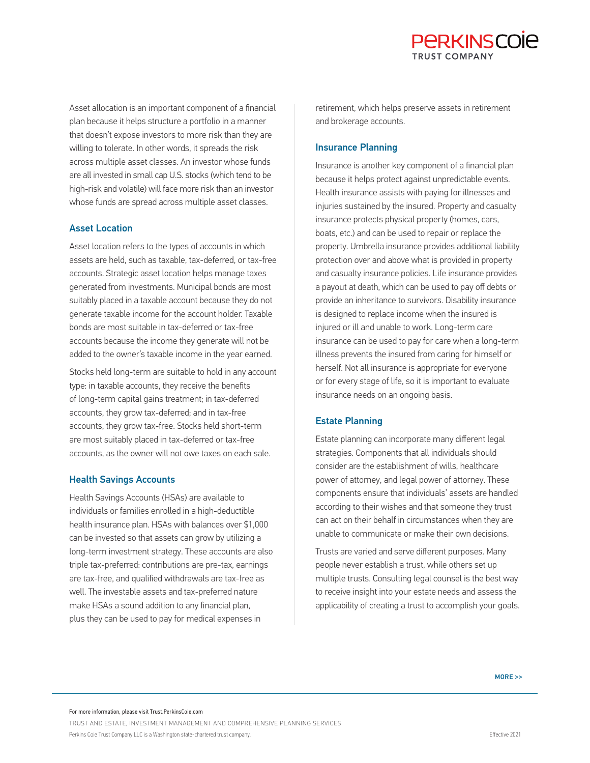Asset allocation is an important component of a financial plan because it helps structure a portfolio in a manner that doesn't expose investors to more risk than they are willing to tolerate. In other words, it spreads the risk across multiple asset classes. An investor whose funds are all invested in small cap U.S. stocks (which tend to be high-risk and volatile) will face more risk than an investor whose funds are spread across multiple asset classes.

### Asset Location

Asset location refers to the types of accounts in which assets are held, such as taxable, tax-deferred, or tax-free accounts. Strategic asset location helps manage taxes generated from investments. Municipal bonds are most suitably placed in a taxable account because they do not generate taxable income for the account holder. Taxable bonds are most suitable in tax-deferred or tax-free accounts because the income they generate will not be added to the owner's taxable income in the year earned.

Stocks held long-term are suitable to hold in any account type: in taxable accounts, they receive the benefits of long-term capital gains treatment; in tax-deferred accounts, they grow tax-deferred; and in tax-free accounts, they grow tax-free. Stocks held short-term are most suitably placed in tax-deferred or tax-free accounts, as the owner will not owe taxes on each sale.

### Health Savings Accounts

Health Savings Accounts (HSAs) are available to individuals or families enrolled in a high-deductible health insurance plan. HSAs with balances over $1,000 can be invested so that assets can grow by utilizing a long-term investment strategy. These accounts are also triple tax-preferred: contributions are pre-tax, earnings are tax-free, and qualified withdrawals are tax-free as well. The investable assets and tax-preferred nature make HSAs a sound addition to any financial plan, plus they can be used to pay for medical expenses in retirement, which helps preserve assets in retirement and brokerage accounts.

### Insurance Planning

Insurance is another key component of a financial plan because it helps protect against unpredictable events. Health insurance assists with paying for illnesses and injuries sustained by the insured. Property and casualty insurance protects physical property (homes, cars, boats, etc.) and can be used to repair or replace the property. Umbrella insurance provides additional liability protection over and above what is provided in property and casualty insurance policies. Life insurance provides a payout at death, which can be used to pay off debts or provide an inheritance to survivors. Disability insurance is designed to replace income when the insured is injured or ill and unable to work. Long-term care insurance can be used to pay for care when a long-term illness prevents the insured from caring for himself or herself. Not all insurance is appropriate for everyone or for every stage of life, so it is important to evaluate insurance needs on an ongoing basis.

### Estate Planning

Estate planning can incorporate many different legal strategies. Components that all individuals should consider are the establishment of wills, healthcare power of attorney, and legal power of attorney. These components ensure that individuals' assets are handled according to their wishes and that someone they trust can act on their behalf in circumstances when they are unable to communicate or make their own decisions.

Trusts are varied and serve different purposes. Many people never establish a trust, while others set up multiple trusts. Consulting legal counsel is the best way to receive insight into your estate needs and assess the applicability of creating a trust to accomplish your goals.

MORE >>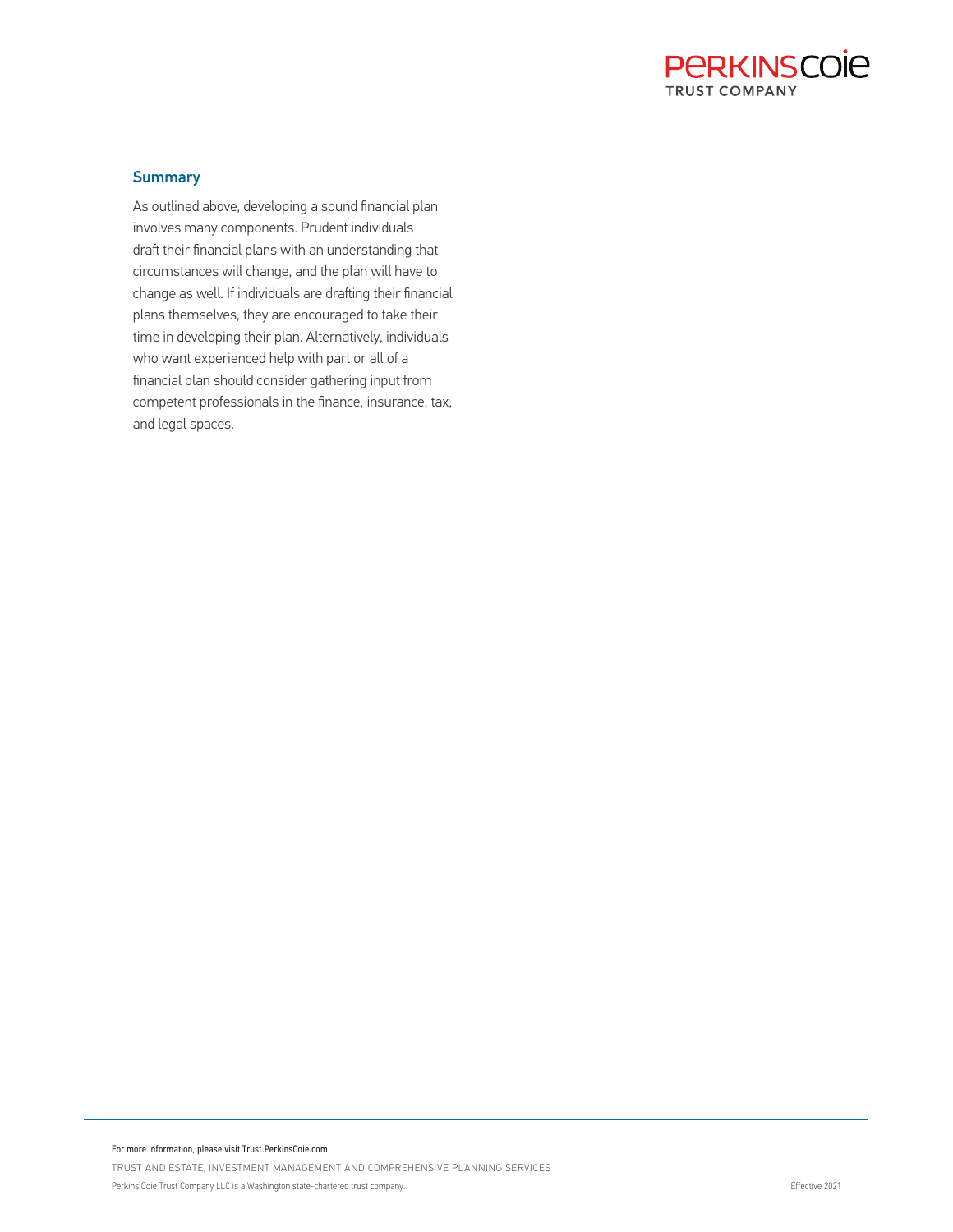## Summary

As outlined above, developing a sound financial plan involves many components. Prudent individuals draft their financial plans with an understanding that circumstances will change, and the plan will have to change as well. If individuals are drafting their financial plans themselves, they are encouraged to take their time in developing their plan. Alternatively, individuals who want experienced help with part or all of a financial plan should consider gathering input from competent professionals in the finance, insurance, tax, and legal spaces.